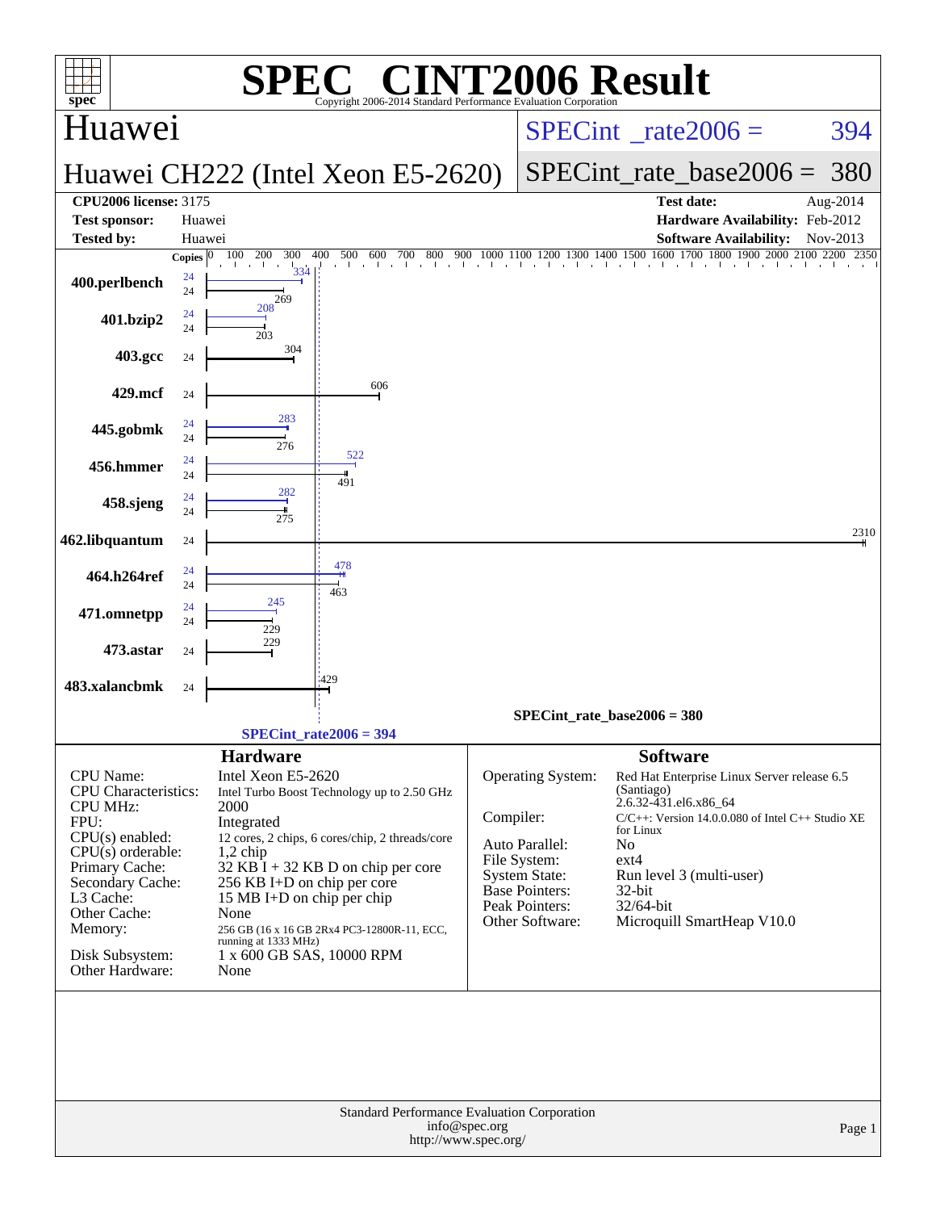# SPEC® CINT2006 Result

Copyright 2006-2014 Standard Performance Evaluation Corporation

## Huawei

**Huawei CH222 (Intel Xeon E5-2620)**

SPECint_rate2006 = 394

SPECint_rate_base2006 = 380

**CPU2006 license:** 3175
**Test sponsor:** Huawei
**Tested by:** Huawei

**Test date:** Aug-2014
**Hardware Availability:** Feb-2012
**Software Availability:** Nov-2013

| Benchmark | Copies | Peak | Base |
|---|---|---|---|
| 400.perlbench | 24 | 334 | 269 |
| 401.bzip2 | 24 | 208 | 203 |
| 403.gcc | 24 | | 304 |
| 429.mcf | 24 | | 606 |
| 445.gobmk | 24 | 283 | 276 |
| 456.hmmer | 24 | 522 | 491 |
| 458.sjeng | 24 | 282 | 275 |
| 462.libquantum | 24 | | 2310 |
| 464.h264ref | 24 | 478 | 463 |
| 471.omnetpp | 24 | 245 | 229 |
| 473.astar | 24 | | 229 |
| 483.xalancbmk | 24 | | 429 |

SPECint_rate_base2006 = 380

SPECint_rate2006 = 394

### Hardware

| | |
|---|---|
| CPU Name: | Intel Xeon E5-2620 |
| CPU Characteristics: | Intel Turbo Boost Technology up to 2.50 GHz |
| CPU MHz: | 2000 |
| FPU: | Integrated |
| CPU(s) enabled: | 12 cores, 2 chips, 6 cores/chip, 2 threads/core |
| CPU(s) orderable: | 1,2 chip |
| Primary Cache: | 32 KB I + 32 KB D on chip per core |
| Secondary Cache: | 256 KB I+D on chip per core |
| L3 Cache: | 15 MB I+D on chip per chip |
| Other Cache: | None |
| Memory: | 256 GB (16 x 16 GB 2Rx4 PC3-12800R-11, ECC, running at 1333 MHz) |
| Disk Subsystem: | 1 x 600 GB SAS, 10000 RPM |
| Other Hardware: | None |

### Software

| | |
|---|---|
| Operating System: | Red Hat Enterprise Linux Server release 6.5 (Santiago) 2.6.32-431.el6.x86_64 |
| Compiler: | C/C++: Version 14.0.0.080 of Intel C++ Studio XE for Linux |
| Auto Parallel: | No |
| File System: | ext4 |
| System State: | Run level 3 (multi-user) |
| Base Pointers: | 32-bit |
| Peak Pointers: | 32/64-bit |
| Other Software: | Microquill SmartHeap V10.0 |

Standard Performance Evaluation Corporation
info@spec.org
http://www.spec.org/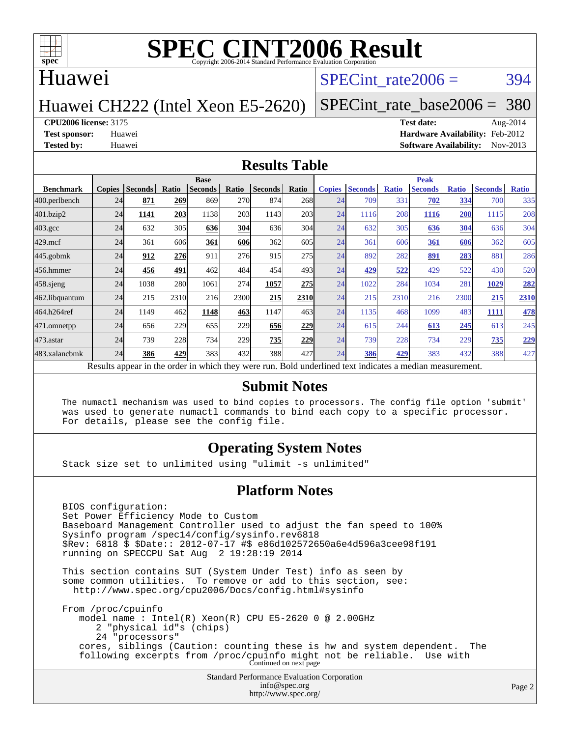# SPEC CINT2006 Result

Copyright 2006-2014 Standard Performance Evaluation Corporation

## Huawei

## Huawei CH222 (Intel Xeon E5-2620)

SPECint_rate2006 = 394

SPECint_rate_base2006 = 380

**CPU2006 license:** 3175
**Test sponsor:** Huawei
**Tested by:** Huawei

**Test date:** Aug-2014
**Hardware Availability:** Feb-2012
**Software Availability:** Nov-2013

## Results Table

| Benchmark | Base | | | | | | | Peak | | | | | | |
|---|---|---|---|---|---|---|---|---|---|---|---|---|---|---|
| | Copies | Seconds | Ratio | Seconds | Ratio | Seconds | Ratio | Copies | Seconds | Ratio | Seconds | Ratio | Seconds | Ratio |
| 400.perlbench | 24 | **871** | **269** | 869 | 270 | 874 | 268 | 24 | 709 | 331 | **702** | **334** | 700 | 335 |
| 401.bzip2 | 24 | **1141** | **203** | 1138 | 203 | 1143 | 203 | 24 | 1116 | 208 | **1116** | **208** | 1115 | 208 |
| 403.gcc | 24 | 632 | 305 | **636** | **304** | 636 | 304 | 24 | 632 | 305 | **636** | **304** | 636 | 304 |
| 429.mcf | 24 | 361 | 606 | **361** | **606** | 362 | 605 | 24 | 361 | 606 | **361** | **606** | 362 | 605 |
| 445.gobmk | 24 | **912** | **276** | 911 | 276 | 915 | 275 | 24 | 892 | 282 | **891** | **283** | 881 | 286 |
| 456.hmmer | 24 | **456** | **491** | 462 | 484 | 454 | 493 | 24 | **429** | **522** | 429 | 522 | 430 | 520 |
| 458.sjeng | 24 | 1038 | 280 | 1061 | 274 | **1057** | **275** | 24 | 1022 | 284 | 1034 | 281 | **1029** | **282** |
| 462.libquantum | 24 | 215 | 2310 | 216 | 2300 | **215** | **2310** | 24 | 215 | 2310 | 216 | 2300 | **215** | **2310** |
| 464.h264ref | 24 | 1149 | 462 | **1148** | **463** | 1147 | 463 | 24 | 1135 | 468 | 1099 | 483 | **1111** | **478** |
| 471.omnetpp | 24 | 656 | 229 | 655 | 229 | **656** | **229** | 24 | 615 | 244 | **613** | **245** | 613 | 245 |
| 473.astar | 24 | 739 | 228 | 734 | 229 | **735** | **229** | 24 | 739 | 228 | 734 | 229 | **735** | **229** |
| 483.xalancbmk | 24 | **386** | **429** | 383 | 432 | 388 | 427 | 24 | **386** | **429** | 383 | 432 | 388 | 427 |

Results appear in the order in which they were run. Bold underlined text indicates a median measurement.

## Submit Notes

```
The numactl mechanism was used to bind copies to processors. The config file option 'submit'
was used to generate numactl commands to bind each copy to a specific processor.
For details, please see the config file.
```

## Operating System Notes

```
Stack size set to unlimited using "ulimit -s unlimited"
```

## Platform Notes

```
BIOS configuration:
Set Power Efficiency Mode to Custom
Baseboard Management Controller used to adjust the fan speed to 100%
Sysinfo program /spec14/config/sysinfo.rev6818
$Rev: 6818 $ $Date:: 2012-07-17 #$ e86d102572650a6e4d596a3cee98f191
running on SPECCPU Sat Aug  2 19:28:19 2014

This section contains SUT (System Under Test) info as seen by
some common utilities.  To remove or add to this section, see:
  http://www.spec.org/cpu2006/Docs/config.html#sysinfo

From /proc/cpuinfo
   model name : Intel(R) Xeon(R) CPU E5-2620 0 @ 2.00GHz
      2 "physical id"s (chips)
      24 "processors"
   cores, siblings (Caution: counting these is hw and system dependent.  The
   following excerpts from /proc/cpuinfo might not be reliable.  Use with
```

Continued on next page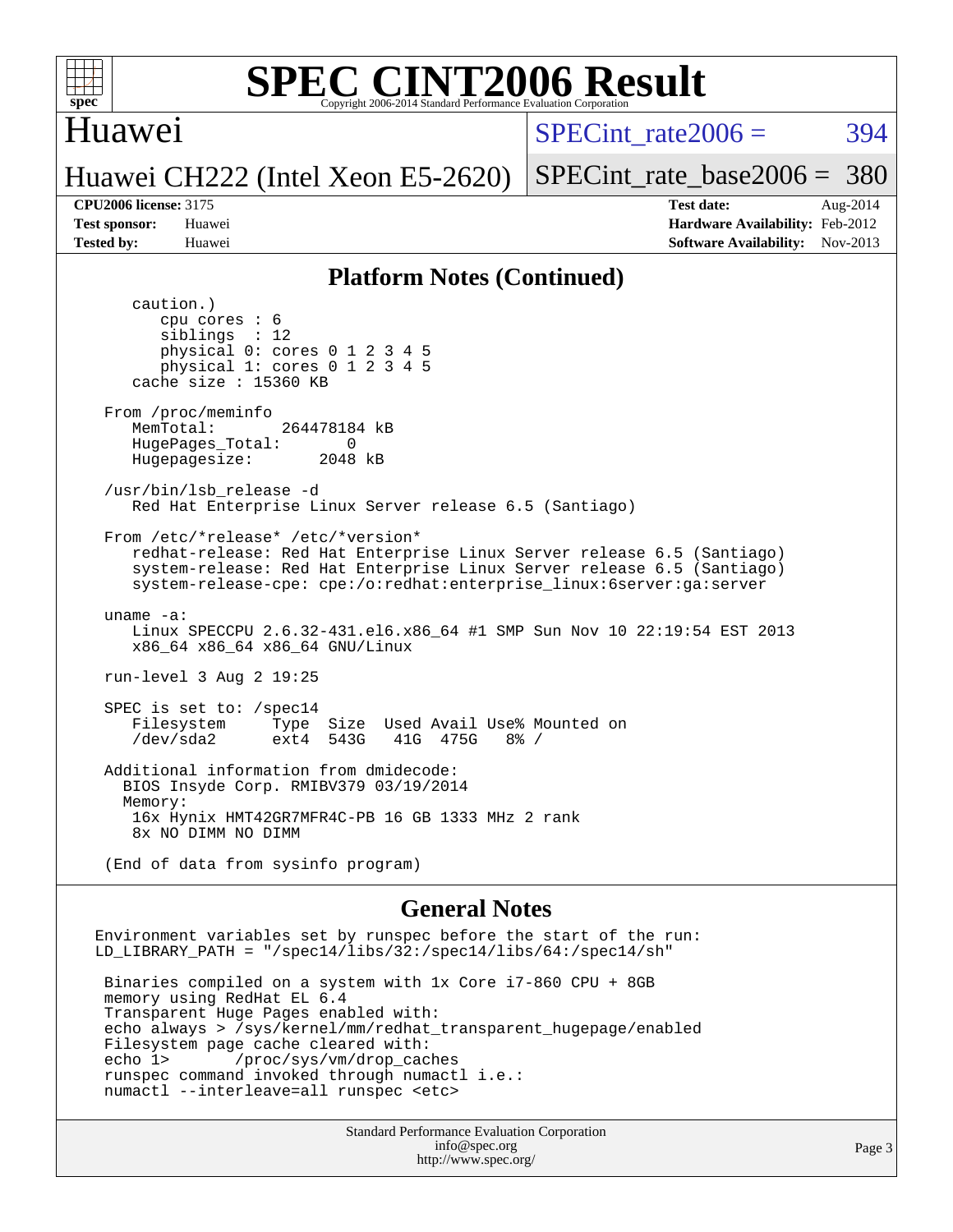# SPEC CINT2006 Result

Copyright 2006-2014 Standard Performance Evaluation Corporation

## Huawei

Huawei CH222 (Intel Xeon E5-2620)

SPECint_rate2006 = 394

SPECint_rate_base2006 = 380

**CPU2006 license:** 3175
**Test sponsor:** Huawei
**Tested by:** Huawei

**Test date:** Aug-2014
**Hardware Availability:** Feb-2012
**Software Availability:** Nov-2013

## Platform Notes (Continued)

```
      caution.)
         cpu cores : 6
         siblings  : 12
         physical 0: cores 0 1 2 3 4 5
         physical 1: cores 0 1 2 3 4 5
      cache size : 15360 KB

   From /proc/meminfo
      MemTotal:       264478184 kB
      HugePages_Total:       0
      Hugepagesize:       2048 kB

   /usr/bin/lsb_release -d
      Red Hat Enterprise Linux Server release 6.5 (Santiago)

   From /etc/*release* /etc/*version*
      redhat-release: Red Hat Enterprise Linux Server release 6.5 (Santiago)
      system-release: Red Hat Enterprise Linux Server release 6.5 (Santiago)
      system-release-cpe: cpe:/o:redhat:enterprise_linux:6server:ga:server

   uname -a:
      Linux SPECCPU 2.6.32-431.el6.x86_64 #1 SMP Sun Nov 10 22:19:54 EST 2013
      x86_64 x86_64 x86_64 GNU/Linux

   run-level 3 Aug 2 19:25

   SPEC is set to: /spec14
      Filesystem     Type  Size  Used Avail Use% Mounted on
      /dev/sda2      ext4  543G   41G  475G   8% /

   Additional information from dmidecode:
     BIOS Insyde Corp. RMIBV379 03/19/2014
     Memory:
      16x Hynix HMT42GR7MFR4C-PB 16 GB 1333 MHz 2 rank
      8x NO DIMM NO DIMM

   (End of data from sysinfo program)
```

## General Notes

```
Environment variables set by runspec before the start of the run:
LD_LIBRARY_PATH = "/spec14/libs/32:/spec14/libs/64:/spec14/sh"

 Binaries compiled on a system with 1x Core i7-860 CPU + 8GB
 memory using RedHat EL 6.4
 Transparent Huge Pages enabled with:
 echo always > /sys/kernel/mm/redhat_transparent_hugepage/enabled
 Filesystem page cache cleared with:
 echo 1>       /proc/sys/vm/drop_caches
 runspec command invoked through numactl i.e.:
 numactl --interleave=all runspec <etc>
```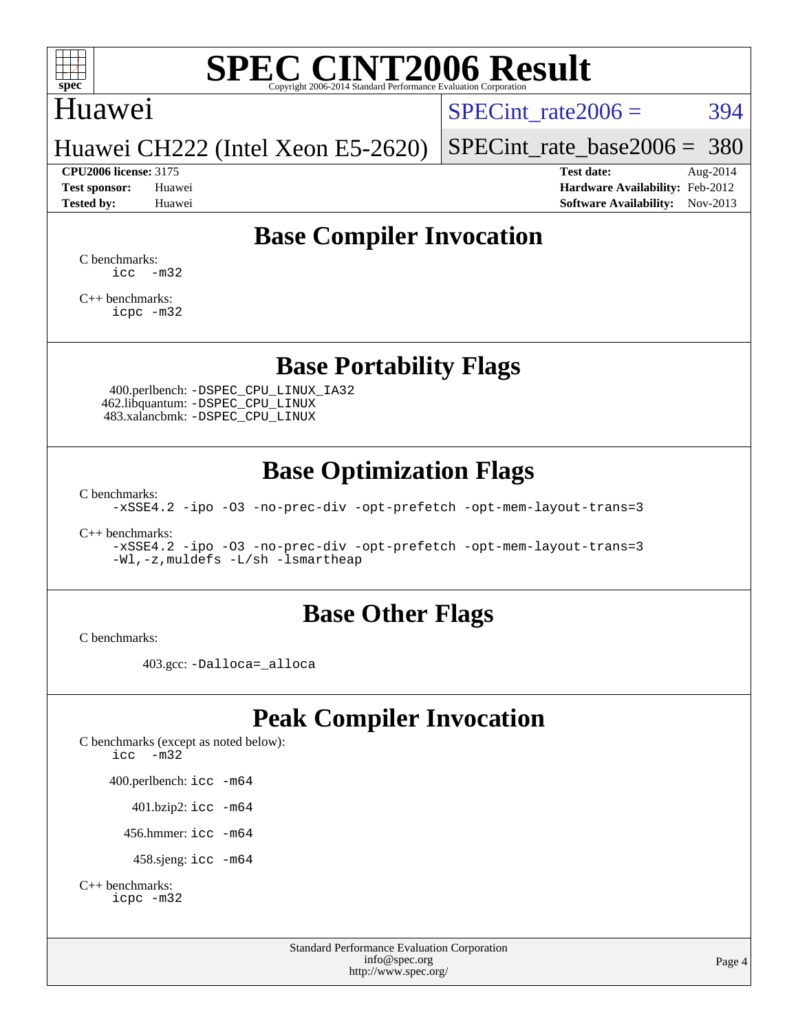# SPEC CINT2006 Result

Copyright 2006-2014 Standard Performance Evaluation Corporation

**Huawei**

**Huawei CH222 (Intel Xeon E5-2620)**

SPECint_rate2006 = 394

SPECint_rate_base2006 = 380

| | | | |
|---|---|---|---|
| **CPU2006 license:** 3175 | | **Test date:** | Aug-2014 |
| **Test sponsor:** | Huawei | **Hardware Availability:** | Feb-2012 |
| **Tested by:** | Huawei | **Software Availability:** | Nov-2013 |

## Base Compiler Invocation

C benchmarks:
```
icc  -m32
```

C++ benchmarks:
```
icpc -m32
```

## Base Portability Flags

400.perlbench: `-DSPEC_CPU_LINUX_IA32`
462.libquantum: `-DSPEC_CPU_LINUX`
483.xalancbmk: `-DSPEC_CPU_LINUX`

## Base Optimization Flags

C benchmarks:
```
-xSSE4.2 -ipo -O3 -no-prec-div -opt-prefetch -opt-mem-layout-trans=3
```

C++ benchmarks:
```
-xSSE4.2 -ipo -O3 -no-prec-div -opt-prefetch -opt-mem-layout-trans=3
-Wl,-z,muldefs -L/sh -lsmartheap
```

## Base Other Flags

C benchmarks:

403.gcc: `-Dalloca=_alloca`

## Peak Compiler Invocation

C benchmarks (except as noted below):
```
icc  -m32
```

400.perlbench: `icc -m64`

401.bzip2: `icc -m64`

456.hmmer: `icc -m64`

458.sjeng: `icc -m64`

C++ benchmarks:
```
icpc -m32
```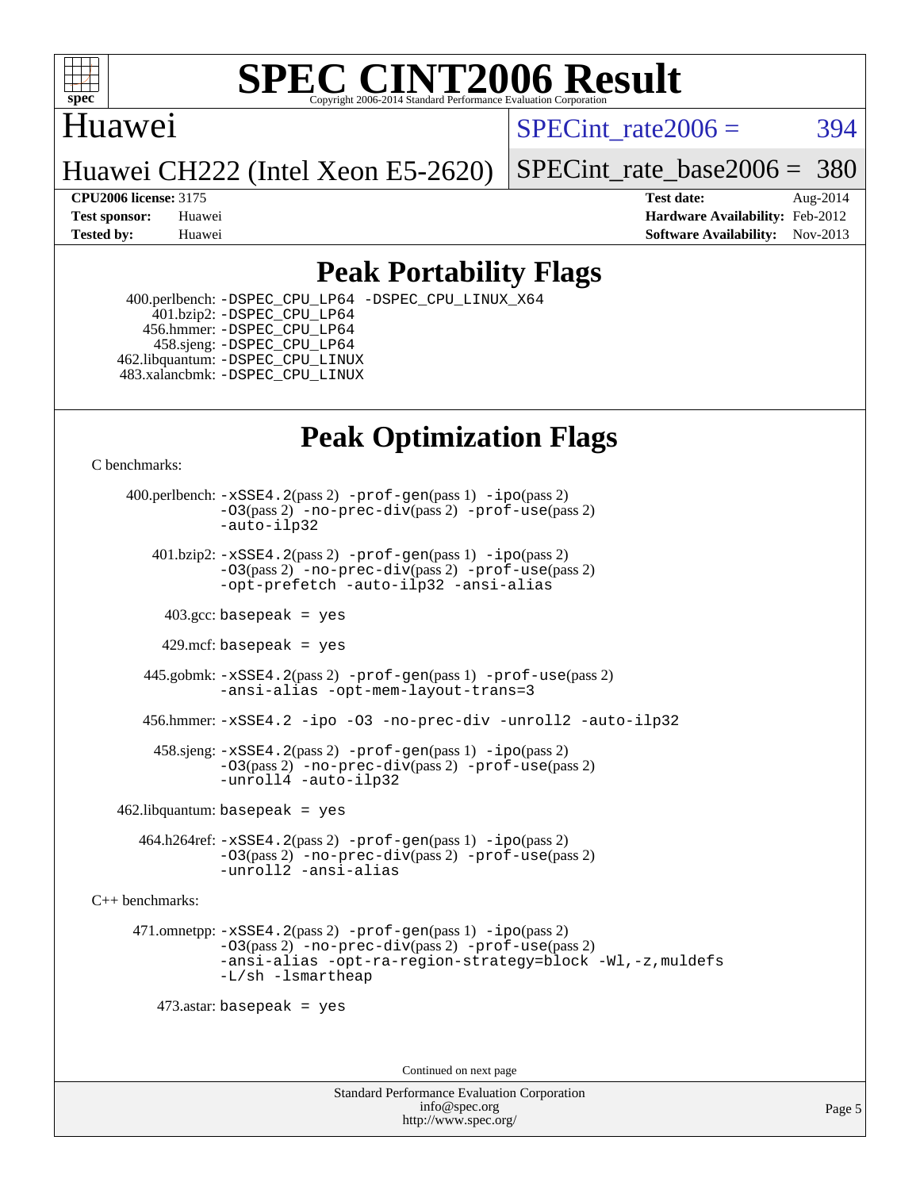# SPEC CINT2006 Result

Huawei

Huawei CH222 (Intel Xeon E5-2620)

SPECint_rate2006 = 394

SPECint_rate_base2006 = 380

**CPU2006 license:** 3175
**Test sponsor:** Huawei
**Tested by:** Huawei

**Test date:** Aug-2014
**Hardware Availability:** Feb-2012
**Software Availability:** Nov-2013

## Peak Portability Flags

400.perlbench: -DSPEC_CPU_LP64 -DSPEC_CPU_LINUX_X64
401.bzip2: -DSPEC_CPU_LP64
456.hmmer: -DSPEC_CPU_LP64
458.sjeng: -DSPEC_CPU_LP64
462.libquantum: -DSPEC_CPU_LINUX
483.xalancbmk: -DSPEC_CPU_LINUX

## Peak Optimization Flags

C benchmarks:

400.perlbench: -xSSE4.2(pass 2) -prof-gen(pass 1) -ipo(pass 2) -O3(pass 2) -no-prec-div(pass 2) -prof-use(pass 2) -auto-ilp32

401.bzip2: -xSSE4.2(pass 2) -prof-gen(pass 1) -ipo(pass 2) -O3(pass 2) -no-prec-div(pass 2) -prof-use(pass 2) -opt-prefetch -auto-ilp32 -ansi-alias

403.gcc: basepeak = yes

429.mcf: basepeak = yes

445.gobmk: -xSSE4.2(pass 2) -prof-gen(pass 1) -prof-use(pass 2) -ansi-alias -opt-mem-layout-trans=3

456.hmmer: -xSSE4.2 -ipo -O3 -no-prec-div -unroll2 -auto-ilp32

458.sjeng: -xSSE4.2(pass 2) -prof-gen(pass 1) -ipo(pass 2) -O3(pass 2) -no-prec-div(pass 2) -prof-use(pass 2) -unroll4 -auto-ilp32

462.libquantum: basepeak = yes

464.h264ref: -xSSE4.2(pass 2) -prof-gen(pass 1) -ipo(pass 2) -O3(pass 2) -no-prec-div(pass 2) -prof-use(pass 2) -unroll2 -ansi-alias

C++ benchmarks:

471.omnetpp: -xSSE4.2(pass 2) -prof-gen(pass 1) -ipo(pass 2) -O3(pass 2) -no-prec-div(pass 2) -prof-use(pass 2) -ansi-alias -opt-ra-region-strategy=block -Wl,-z,muldefs -L/sh -lsmartheap

473.astar: basepeak = yes

Continued on next page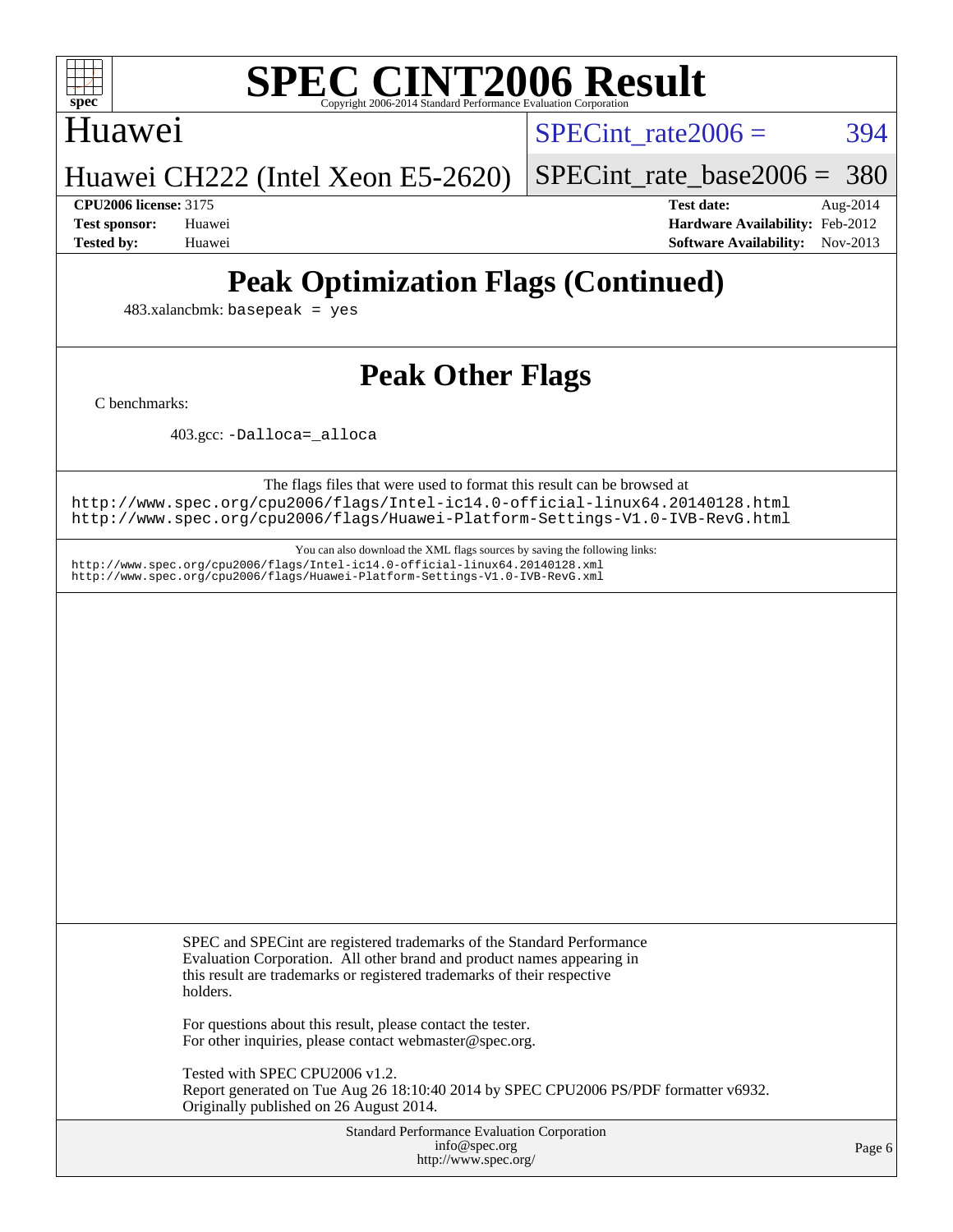# Peak Optimization Flags (Continued)

483.xalancbmk: basepeak = yes

# Peak Other Flags

C benchmarks:

403.gcc: -Dalloca=_alloca

The flags files that were used to format this result can be browsed at
http://www.spec.org/cpu2006/flags/Intel-ic14.0-official-linux64.20140128.html
http://www.spec.org/cpu2006/flags/Huawei-Platform-Settings-V1.0-IVB-RevG.html

You can also download the XML flags sources by saving the following links:
http://www.spec.org/cpu2006/flags/Intel-ic14.0-official-linux64.20140128.xml
http://www.spec.org/cpu2006/flags/Huawei-Platform-Settings-V1.0-IVB-RevG.xml

SPEC and SPECint are registered trademarks of the Standard Performance Evaluation Corporation. All other brand and product names appearing in this result are trademarks or registered trademarks of their respective holders.

For questions about this result, please contact the tester.
For other inquiries, please contact webmaster@spec.org.

Tested with SPEC CPU2006 v1.2.
Report generated on Tue Aug 26 18:10:40 2014 by SPEC CPU2006 PS/PDF formatter v6932.
Originally published on 26 August 2014.